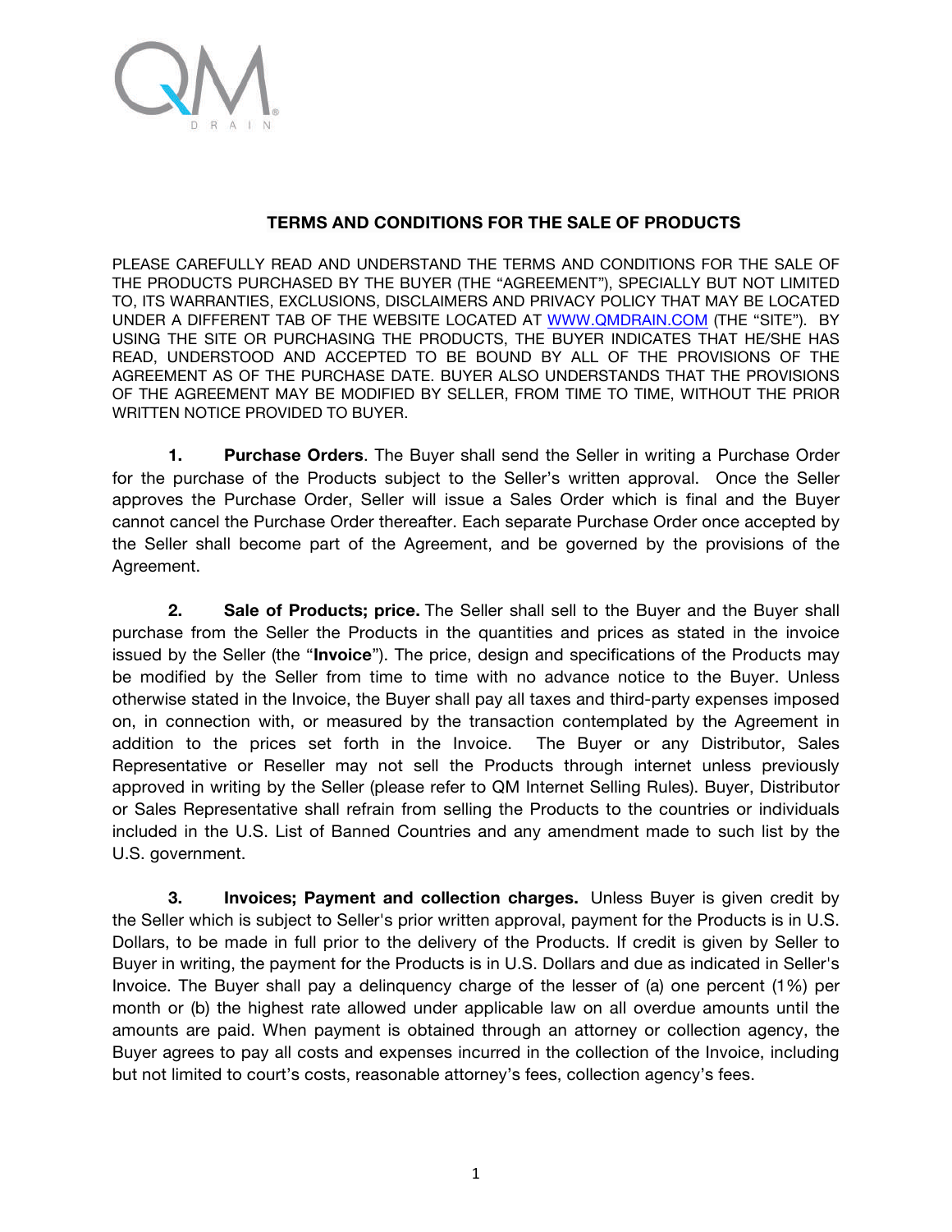# TERMS AND CONDITIONS FOR THE SALE OF PRODUCTS

PLEASE CAREFULLY READ AND UNDERSTAND THE TERMS AND CONDITIONS FOR THE SALE OF THE PRODUCTS PURCHASED BY THE BUYER (THE "AGREEMENT"), SPECIALLY BUT NOT LIMITED TO, ITS WARRANTIES, EXCLUSIONS, DISCLAIMERS AND PRIVACY POLICY THAT MAY BE LOCATED UNDER A DIFFERENT TAB OF THE WEBSITE LOCATED AT WWW.QMDRAIN.COM (THE "SITE"). BY USING THE SITE OR PURCHASING THE PRODUCTS, THE BUYER INDICATES THAT HE/SHE HAS READ, UNDERSTOOD AND ACCEPTED TO BE BOUND BY ALL OF THE PROVISIONS OF THE AGREEMENT AS OF THE PURCHASE DATE. BUYER ALSO UNDERSTANDS THAT THE PROVISIONS OF THE AGREEMENT MAY BE MODIFIED BY SELLER, FROM TIME TO TIME, WITHOUT THE PRIOR WRITTEN NOTICE PROVIDED TO BUYER.

**1. Purchase Orders**. The Buyer shall send the Seller in writing a Purchase Order for the purchase of the Products subject to the Seller's written approval. Once the Seller approves the Purchase Order, Seller will issue a Sales Order which is final and the Buyer cannot cancel the Purchase Order thereafter. Each separate Purchase Order once accepted by the Seller shall become part of the Agreement, and be governed by the provisions of the Agreement.

**2. Sale of Products; price.** The Seller shall sell to the Buyer and the Buyer shall purchase from the Seller the Products in the quantities and prices as stated in the invoice issued by the Seller (the "**Invoice**"). The price, design and specifications of the Products may be modified by the Seller from time to time with no advance notice to the Buyer. Unless otherwise stated in the Invoice, the Buyer shall pay all taxes and third-party expenses imposed on, in connection with, or measured by the transaction contemplated by the Agreement in addition to the prices set forth in the Invoice. The Buyer or any Distributor, Sales Representative or Reseller may not sell the Products through internet unless previously approved in writing by the Seller (please refer to QM Internet Selling Rules). Buyer, Distributor or Sales Representative shall refrain from selling the Products to the countries or individuals included in the U.S. List of Banned Countries and any amendment made to such list by the U.S. government.

**3. Invoices; Payment and collection charges.** Unless Buyer is given credit by the Seller which is subject to Seller's prior written approval, payment for the Products is in U.S. Dollars, to be made in full prior to the delivery of the Products. If credit is given by Seller to Buyer in writing, the payment for the Products is in U.S. Dollars and due as indicated in Seller's Invoice. The Buyer shall pay a delinquency charge of the lesser of (a) one percent (1%) per month or (b) the highest rate allowed under applicable law on all overdue amounts until the amounts are paid. When payment is obtained through an attorney or collection agency, the Buyer agrees to pay all costs and expenses incurred in the collection of the Invoice, including but not limited to court's costs, reasonable attorney's fees, collection agency's fees.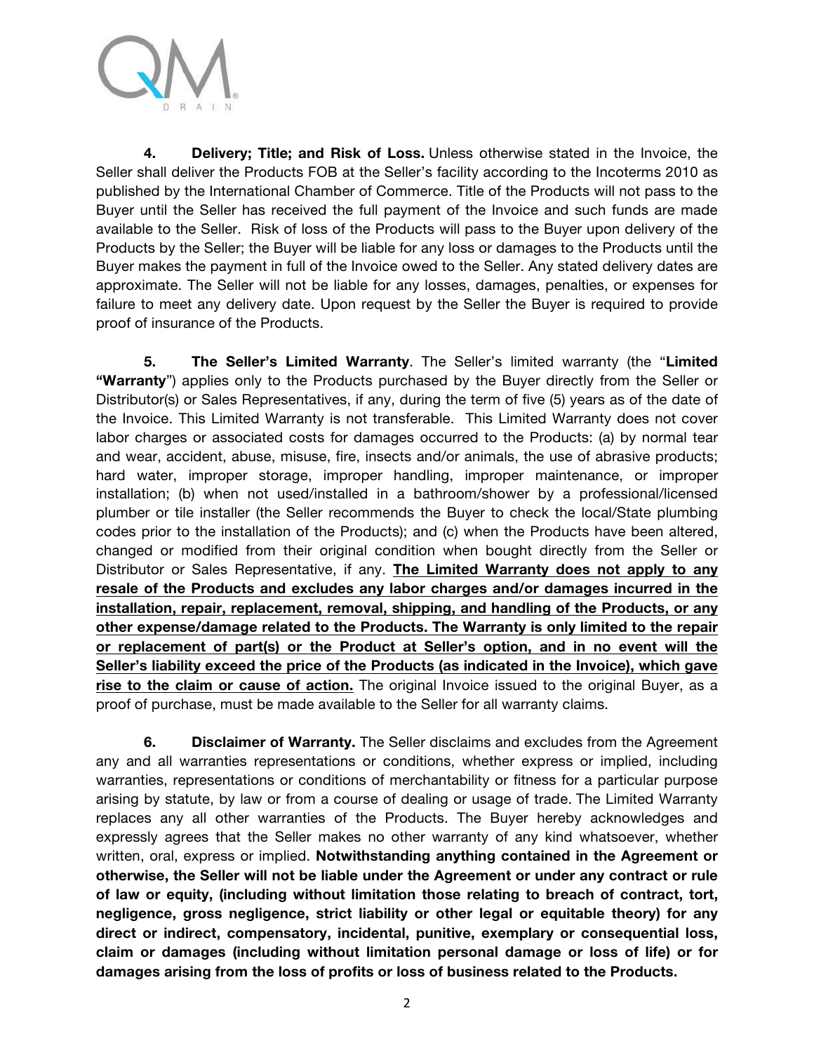**4. Delivery; Title; and Risk of Loss.** Unless otherwise stated in the Invoice, the Seller shall deliver the Products FOB at the Seller's facility according to the Incoterms 2010 as published by the International Chamber of Commerce. Title of the Products will not pass to the Buyer until the Seller has received the full payment of the Invoice and such funds are made available to the Seller. Risk of loss of the Products will pass to the Buyer upon delivery of the Products by the Seller; the Buyer will be liable for any loss or damages to the Products until the Buyer makes the payment in full of the Invoice owed to the Seller. Any stated delivery dates are approximate. The Seller will not be liable for any losses, damages, penalties, or expenses for failure to meet any delivery date. Upon request by the Seller the Buyer is required to provide proof of insurance of the Products.

**5. The Seller's Limited Warranty**. The Seller's limited warranty (the "**Limited "Warranty**") applies only to the Products purchased by the Buyer directly from the Seller or Distributor(s) or Sales Representatives, if any, during the term of five (5) years as of the date of the Invoice. This Limited Warranty is not transferable. This Limited Warranty does not cover labor charges or associated costs for damages occurred to the Products: (a) by normal tear and wear, accident, abuse, misuse, fire, insects and/or animals, the use of abrasive products; hard water, improper storage, improper handling, improper maintenance, or improper installation; (b) when not used/installed in a bathroom/shower by a professional/licensed plumber or tile installer (the Seller recommends the Buyer to check the local/State plumbing codes prior to the installation of the Products); and (c) when the Products have been altered, changed or modified from their original condition when bought directly from the Seller or Distributor or Sales Representative, if any. **The Limited Warranty does not apply to any resale of the Products and excludes any labor charges and/or damages incurred in the installation, repair, replacement, removal, shipping, and handling of the Products, or any other expense/damage related to the Products. The Warranty is only limited to the repair or replacement of part(s) or the Product at Seller's option, and in no event will the Seller's liability exceed the price of the Products (as indicated in the Invoice), which gave rise to the claim or cause of action.** The original Invoice issued to the original Buyer, as a proof of purchase, must be made available to the Seller for all warranty claims.

**6. Disclaimer of Warranty.** The Seller disclaims and excludes from the Agreement any and all warranties representations or conditions, whether express or implied, including warranties, representations or conditions of merchantability or fitness for a particular purpose arising by statute, by law or from a course of dealing or usage of trade. The Limited Warranty replaces any all other warranties of the Products. The Buyer hereby acknowledges and expressly agrees that the Seller makes no other warranty of any kind whatsoever, whether written, oral, express or implied. **Notwithstanding anything contained in the Agreement or otherwise, the Seller will not be liable under the Agreement or under any contract or rule of law or equity, (including without limitation those relating to breach of contract, tort, negligence, gross negligence, strict liability or other legal or equitable theory) for any direct or indirect, compensatory, incidental, punitive, exemplary or consequential loss, claim or damages (including without limitation personal damage or loss of life) or for damages arising from the loss of profits or loss of business related to the Products.**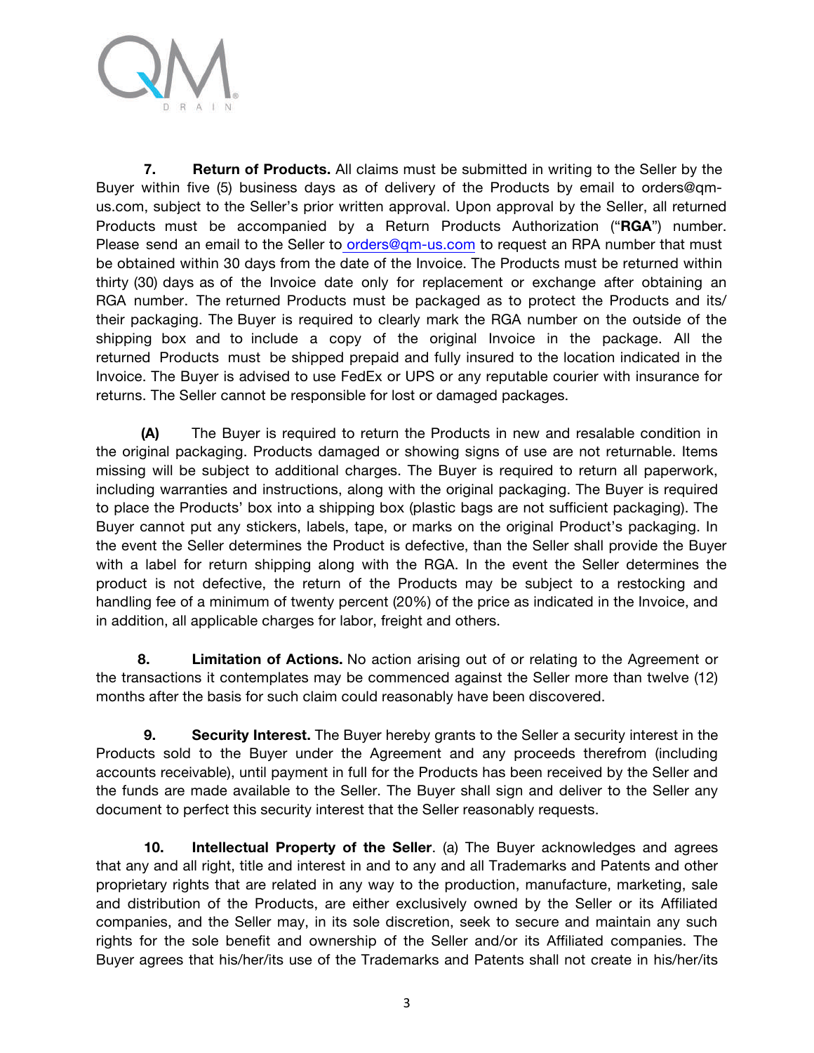**7. Return of Products.** All claims must be submitted in writing to the Seller by the Buyer within five (5) business days as of delivery of the Products by email to orders@qm-us.com, subject to the Seller's prior written approval. Upon approval by the Seller, all returned Products must be accompanied by a Return Products Authorization ("**RGA**") number. Please send an email to the Seller to orders@qm-us.com to request an RPA number that must be obtained within 30 days from the date of the Invoice. The Products must be returned within thirty (30) days as of the Invoice date only for replacement or exchange after obtaining an RGA number. The returned Products must be packaged as to protect the Products and its/ their packaging. The Buyer is required to clearly mark the RGA number on the outside of the shipping box and to include a copy of the original Invoice in the package. All the returned Products must be shipped prepaid and fully insured to the location indicated in the Invoice. The Buyer is advised to use FedEx or UPS or any reputable courier with insurance for returns. The Seller cannot be responsible for lost or damaged packages.

**(A)** The Buyer is required to return the Products in new and resalable condition in the original packaging. Products damaged or showing signs of use are not returnable. Items missing will be subject to additional charges. The Buyer is required to return all paperwork, including warranties and instructions, along with the original packaging. The Buyer is required to place the Products' box into a shipping box (plastic bags are not sufficient packaging). The Buyer cannot put any stickers, labels, tape, or marks on the original Product's packaging. In the event the Seller determines the Product is defective, than the Seller shall provide the Buyer with a label for return shipping along with the RGA. In the event the Seller determines the product is not defective, the return of the Products may be subject to a restocking and handling fee of a minimum of twenty percent (20%) of the price as indicated in the Invoice, and in addition, all applicable charges for labor, freight and others.

**8. Limitation of Actions.** No action arising out of or relating to the Agreement or the transactions it contemplates may be commenced against the Seller more than twelve (12) months after the basis for such claim could reasonably have been discovered.

**9. Security Interest.** The Buyer hereby grants to the Seller a security interest in the Products sold to the Buyer under the Agreement and any proceeds therefrom (including accounts receivable), until payment in full for the Products has been received by the Seller and the funds are made available to the Seller. The Buyer shall sign and deliver to the Seller any document to perfect this security interest that the Seller reasonably requests.

**10. Intellectual Property of the Seller**. (a) The Buyer acknowledges and agrees that any and all right, title and interest in and to any and all Trademarks and Patents and other proprietary rights that are related in any way to the production, manufacture, marketing, sale and distribution of the Products, are either exclusively owned by the Seller or its Affiliated companies, and the Seller may, in its sole discretion, seek to secure and maintain any such rights for the sole benefit and ownership of the Seller and/or its Affiliated companies. The Buyer agrees that his/her/its use of the Trademarks and Patents shall not create in his/her/its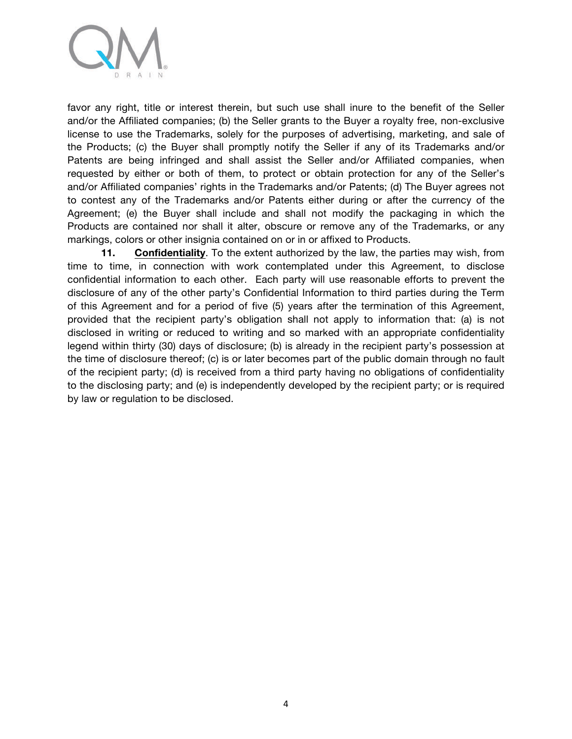favor any right, title or interest therein, but such use shall inure to the benefit of the Seller and/or the Affiliated companies; (b) the Seller grants to the Buyer a royalty free, non-exclusive license to use the Trademarks, solely for the purposes of advertising, marketing, and sale of the Products; (c) the Buyer shall promptly notify the Seller if any of its Trademarks and/or Patents are being infringed and shall assist the Seller and/or Affiliated companies, when requested by either or both of them, to protect or obtain protection for any of the Seller's and/or Affiliated companies' rights in the Trademarks and/or Patents; (d) The Buyer agrees not to contest any of the Trademarks and/or Patents either during or after the currency of the Agreement; (e) the Buyer shall include and shall not modify the packaging in which the Products are contained nor shall it alter, obscure or remove any of the Trademarks, or any markings, colors or other insignia contained on or in or affixed to Products.

**11. Confidentiality**. To the extent authorized by the law, the parties may wish, from time to time, in connection with work contemplated under this Agreement, to disclose confidential information to each other. Each party will use reasonable efforts to prevent the disclosure of any of the other party's Confidential Information to third parties during the Term of this Agreement and for a period of five (5) years after the termination of this Agreement, provided that the recipient party's obligation shall not apply to information that: (a) is not disclosed in writing or reduced to writing and so marked with an appropriate confidentiality legend within thirty (30) days of disclosure; (b) is already in the recipient party's possession at the time of disclosure thereof; (c) is or later becomes part of the public domain through no fault of the recipient party; (d) is received from a third party having no obligations of confidentiality to the disclosing party; and (e) is independently developed by the recipient party; or is required by law or regulation to be disclosed.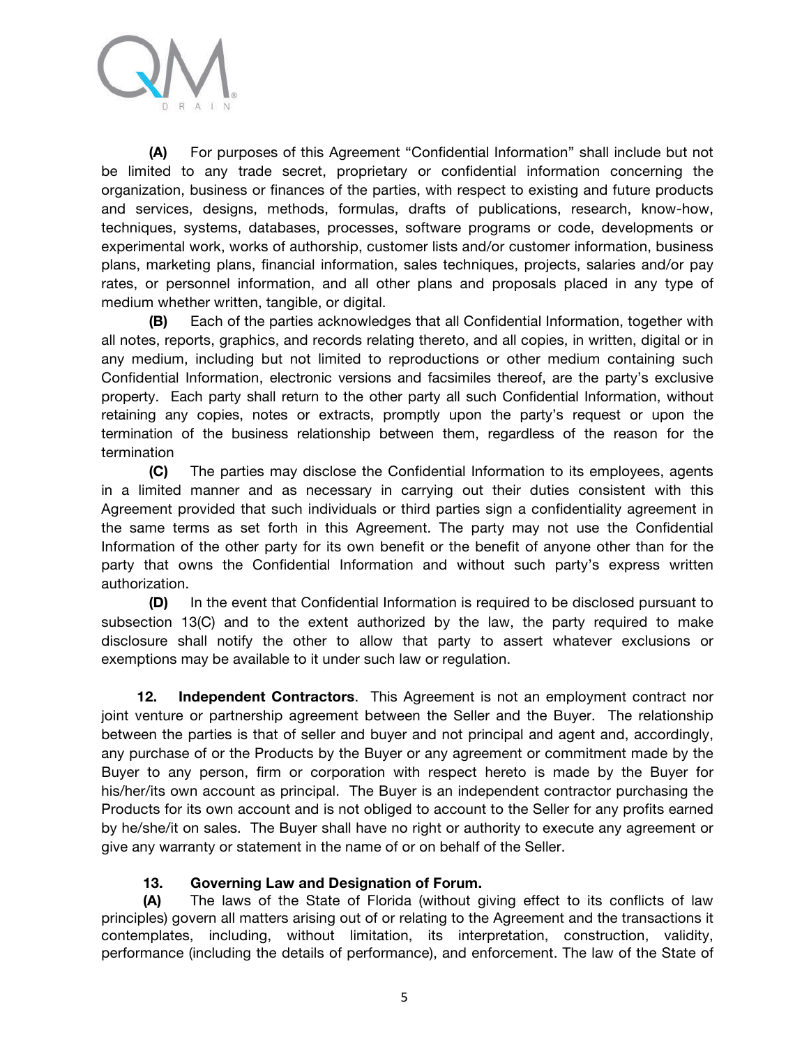**(A)** For purposes of this Agreement "Confidential Information" shall include but not be limited to any trade secret, proprietary or confidential information concerning the organization, business or finances of the parties, with respect to existing and future products and services, designs, methods, formulas, drafts of publications, research, know-how, techniques, systems, databases, processes, software programs or code, developments or experimental work, works of authorship, customer lists and/or customer information, business plans, marketing plans, financial information, sales techniques, projects, salaries and/or pay rates, or personnel information, and all other plans and proposals placed in any type of medium whether written, tangible, or digital.

**(B)** Each of the parties acknowledges that all Confidential Information, together with all notes, reports, graphics, and records relating thereto, and all copies, in written, digital or in any medium, including but not limited to reproductions or other medium containing such Confidential Information, electronic versions and facsimiles thereof, are the party's exclusive property. Each party shall return to the other party all such Confidential Information, without retaining any copies, notes or extracts, promptly upon the party's request or upon the termination of the business relationship between them, regardless of the reason for the termination

**(C)** The parties may disclose the Confidential Information to its employees, agents in a limited manner and as necessary in carrying out their duties consistent with this Agreement provided that such individuals or third parties sign a confidentiality agreement in the same terms as set forth in this Agreement. The party may not use the Confidential Information of the other party for its own benefit or the benefit of anyone other than for the party that owns the Confidential Information and without such party's express written authorization.

**(D)** In the event that Confidential Information is required to be disclosed pursuant to subsection 13(C) and to the extent authorized by the law, the party required to make disclosure shall notify the other to allow that party to assert whatever exclusions or exemptions may be available to it under such law or regulation.

**12. Independent Contractors**. This Agreement is not an employment contract nor joint venture or partnership agreement between the Seller and the Buyer. The relationship between the parties is that of seller and buyer and not principal and agent and, accordingly, any purchase of or the Products by the Buyer or any agreement or commitment made by the Buyer to any person, firm or corporation with respect hereto is made by the Buyer for his/her/its own account as principal. The Buyer is an independent contractor purchasing the Products for its own account and is not obliged to account to the Seller for any profits earned by he/she/it on sales. The Buyer shall have no right or authority to execute any agreement or give any warranty or statement in the name of or on behalf of the Seller.

**13. Governing Law and Designation of Forum.**

**(A)** The laws of the State of Florida (without giving effect to its conflicts of law principles) govern all matters arising out of or relating to the Agreement and the transactions it contemplates, including, without limitation, its interpretation, construction, validity, performance (including the details of performance), and enforcement. The law of the State of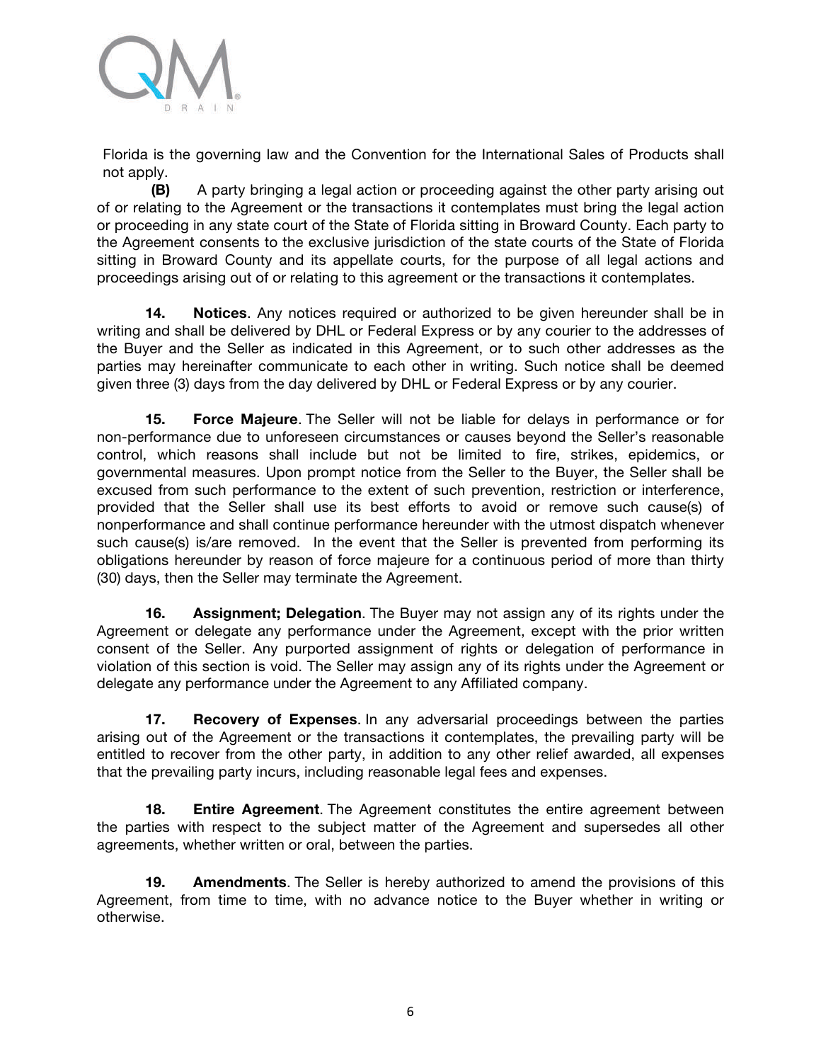Florida is the governing law and the Convention for the International Sales of Products shall not apply.

**(B)** A party bringing a legal action or proceeding against the other party arising out of or relating to the Agreement or the transactions it contemplates must bring the legal action or proceeding in any state court of the State of Florida sitting in Broward County. Each party to the Agreement consents to the exclusive jurisdiction of the state courts of the State of Florida sitting in Broward County and its appellate courts, for the purpose of all legal actions and proceedings arising out of or relating to this agreement or the transactions it contemplates.

**14. Notices**. Any notices required or authorized to be given hereunder shall be in writing and shall be delivered by DHL or Federal Express or by any courier to the addresses of the Buyer and the Seller as indicated in this Agreement, or to such other addresses as the parties may hereinafter communicate to each other in writing. Such notice shall be deemed given three (3) days from the day delivered by DHL or Federal Express or by any courier.

**15. Force Majeure**. The Seller will not be liable for delays in performance or for non-performance due to unforeseen circumstances or causes beyond the Seller's reasonable control, which reasons shall include but not be limited to fire, strikes, epidemics, or governmental measures. Upon prompt notice from the Seller to the Buyer, the Seller shall be excused from such performance to the extent of such prevention, restriction or interference, provided that the Seller shall use its best efforts to avoid or remove such cause(s) of nonperformance and shall continue performance hereunder with the utmost dispatch whenever such cause(s) is/are removed. In the event that the Seller is prevented from performing its obligations hereunder by reason of force majeure for a continuous period of more than thirty (30) days, then the Seller may terminate the Agreement.

**16. Assignment; Delegation**. The Buyer may not assign any of its rights under the Agreement or delegate any performance under the Agreement, except with the prior written consent of the Seller. Any purported assignment of rights or delegation of performance in violation of this section is void. The Seller may assign any of its rights under the Agreement or delegate any performance under the Agreement to any Affiliated company.

**17. Recovery of Expenses**. In any adversarial proceedings between the parties arising out of the Agreement or the transactions it contemplates, the prevailing party will be entitled to recover from the other party, in addition to any other relief awarded, all expenses that the prevailing party incurs, including reasonable legal fees and expenses.

**18. Entire Agreement**. The Agreement constitutes the entire agreement between the parties with respect to the subject matter of the Agreement and supersedes all other agreements, whether written or oral, between the parties.

**19. Amendments**. The Seller is hereby authorized to amend the provisions of this Agreement, from time to time, with no advance notice to the Buyer whether in writing or otherwise.